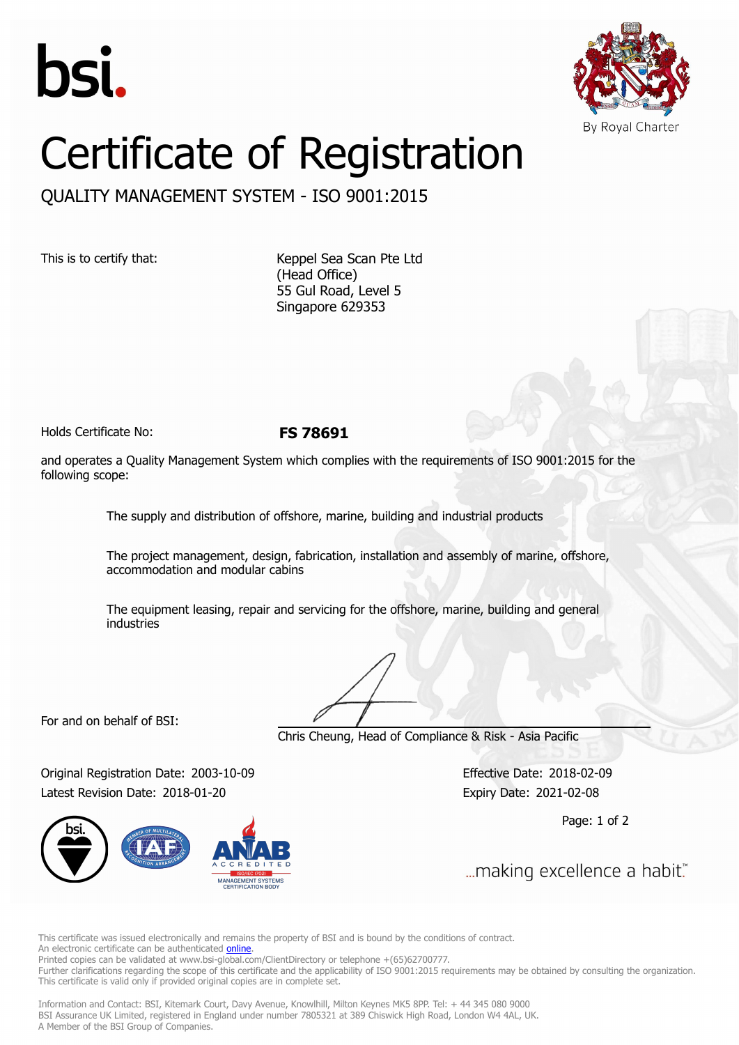bsi.

By Royal Charter

# Certificate of Registration

## QUALITY MANAGEMENT SYSTEM - ISO 9001:2015

This is to certify that: Keppel Sea Scan Pte Ltd
(Head Office)
55 Gul Road, Level 5
Singapore 629353

Holds Certificate No: **FS 78691**

and operates a Quality Management System which complies with the requirements of ISO 9001:2015 for the following scope:

The supply and distribution of offshore, marine, building and industrial products

The project management, design, fabrication, installation and assembly of marine, offshore, accommodation and modular cabins

The equipment leasing, repair and servicing for the offshore, marine, building and general industries

For and on behalf of BSI:

Chris Cheung, Head of Compliance & Risk - Asia Pacific

Original Registration Date: 2003-10-09
Latest Revision Date: 2018-01-20

Effective Date: 2018-02-09
Expiry Date: 2021-02-08

...making excellence a habit.™

This certificate was issued electronically and remains the property of BSI and is bound by the conditions of contract.
An electronic certificate can be authenticated online.
Printed copies can be validated at www.bsi-global.com/ClientDirectory or telephone +(65)62700777.
Further clarifications regarding the scope of this certificate and the applicability of ISO 9001:2015 requirements may be obtained by consulting the organization.
This certificate is valid only if provided original copies are in complete set.

Information and Contact: BSI, Kitemark Court, Davy Avenue, Knowlhill, Milton Keynes MK5 8PP. Tel: + 44 345 080 9000
BSI Assurance UK Limited, registered in England under number 7805321 at 389 Chiswick High Road, London W4 4AL, UK.
A Member of the BSI Group of Companies.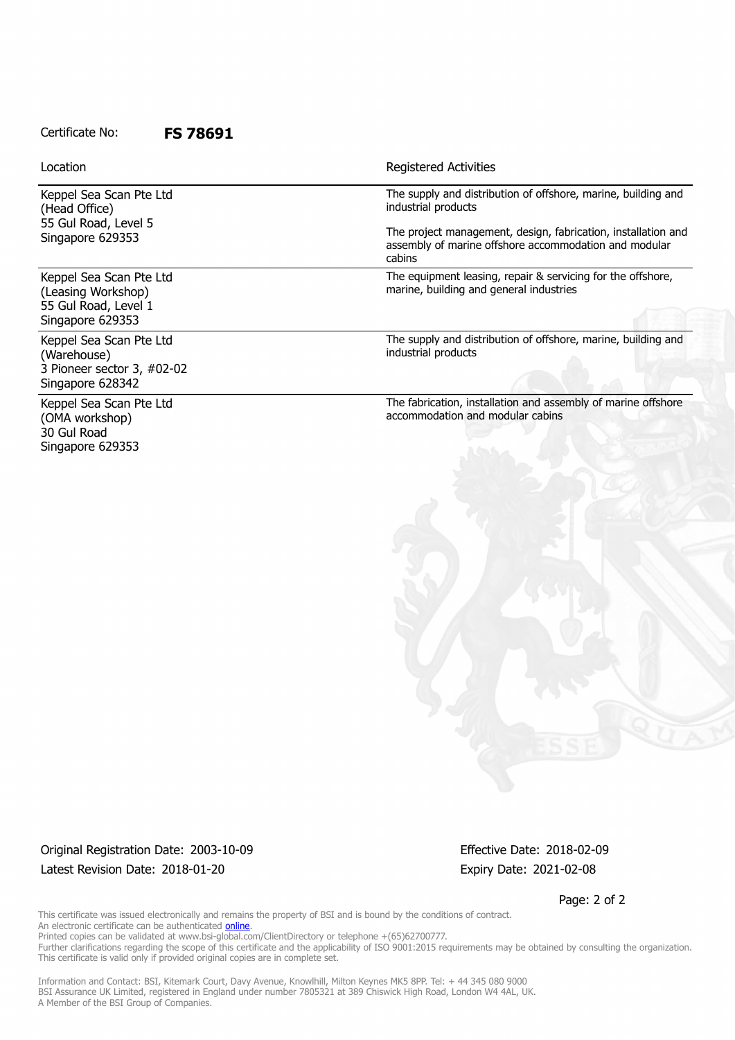Certificate No: **FS 78691**

| Location | Registered Activities |
| --- | --- |
| Keppel Sea Scan Pte Ltd<br>(Head Office)<br>55 Gul Road, Level 5<br>Singapore 629353 | The supply and distribution of offshore, marine, building and industrial products<br><br>The project management, design, fabrication, installation and assembly of marine offshore accommodation and modular cabins |
| Keppel Sea Scan Pte Ltd<br>(Leasing Workshop)<br>55 Gul Road, Level 1<br>Singapore 629353 | The equipment leasing, repair & servicing for the offshore, marine, building and general industries |
| Keppel Sea Scan Pte Ltd<br>(Warehouse)<br>3 Pioneer sector 3, #02-02<br>Singapore 628342 | The supply and distribution of offshore, marine, building and industrial products |
| Keppel Sea Scan Pte Ltd<br>(OMA workshop)<br>30 Gul Road<br>Singapore 629353 | The fabrication, installation and assembly of marine offshore accommodation and modular cabins |

Original Registration Date: 2003-10-09
Latest Revision Date: 2018-01-20

Effective Date: 2018-02-09
Expiry Date: 2021-02-08

This certificate was issued electronically and remains the property of BSI and is bound by the conditions of contract.
An electronic certificate can be authenticated online.
Printed copies can be validated at www.bsi-global.com/ClientDirectory or telephone +(65)62700777.
Further clarifications regarding the scope of this certificate and the applicability of ISO 9001:2015 requirements may be obtained by consulting the organization.
This certificate is valid only if provided original copies are in complete set.

Information and Contact: BSI, Kitemark Court, Davy Avenue, Knowlhill, Milton Keynes MK5 8PP. Tel: + 44 345 080 9000
BSI Assurance UK Limited, registered in England under number 7805321 at 389 Chiswick High Road, London W4 4AL, UK.
A Member of the BSI Group of Companies.